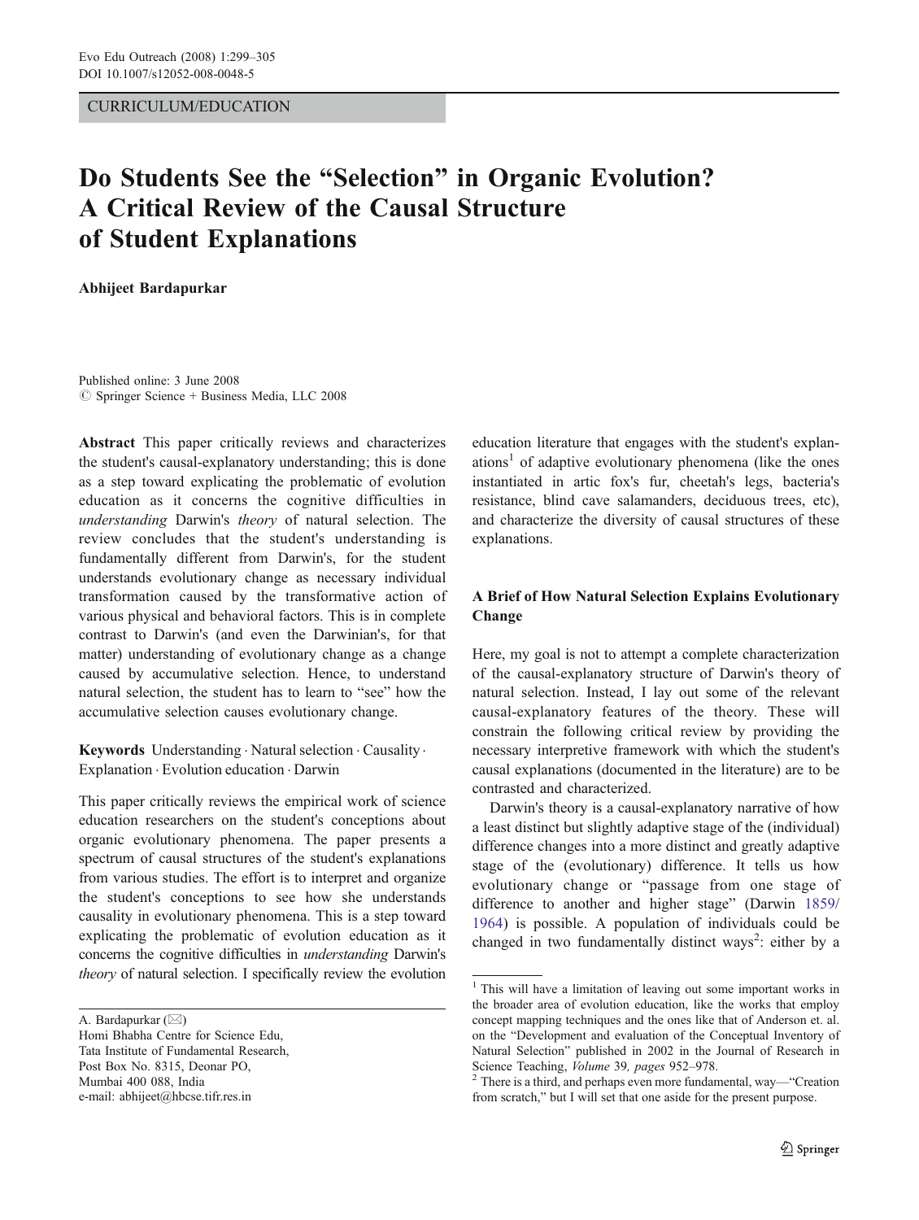CURRICULUM/EDUCATION

# Do Students See the "Selection" in Organic Evolution? A Critical Review of the Causal Structure of Student Explanations

**Abhijeet Bardapurkar**

Published online: 3 June 2008
© Springer Science + Business Media, LLC 2008

**Abstract** This paper critically reviews and characterizes the student's causal-explanatory understanding; this is done as a step toward explicating the problematic of evolution education as it concerns the cognitive difficulties in *understanding* Darwin's *theory* of natural selection. The review concludes that the student's understanding is fundamentally different from Darwin's, for the student understands evolutionary change as necessary individual transformation caused by the transformative action of various physical and behavioral factors. This is in complete contrast to Darwin's (and even the Darwinian's, for that matter) understanding of evolutionary change as a change caused by accumulative selection. Hence, to understand natural selection, the student has to learn to "see" how the accumulative selection causes evolutionary change.

**Keywords** Understanding · Natural selection · Causality · Explanation · Evolution education · Darwin

This paper critically reviews the empirical work of science education researchers on the student's conceptions about organic evolutionary phenomena. The paper presents a spectrum of causal structures of the student's explanations from various studies. The effort is to interpret and organize the student's conceptions to see how she understands causality in evolutionary phenomena. This is a step toward explicating the problematic of evolution education as it concerns the cognitive difficulties in *understanding* Darwin's *theory* of natural selection. I specifically review the evolution education literature that engages with the student's explanations[1] of adaptive evolutionary phenomena (like the ones instantiated in artic fox's fur, cheetah's legs, bacteria's resistance, blind cave salamanders, deciduous trees, etc), and characterize the diversity of causal structures of these explanations.

A. Bardapurkar (✉)
Homi Bhabha Centre for Science Edu,
Tata Institute of Fundamental Research,
Post Box No. 8315, Deonar PO,
Mumbai 400 088, India
e-mail: abhijeet@hbcse.tifr.res.in

## A Brief of How Natural Selection Explains Evolutionary Change

Here, my goal is not to attempt a complete characterization of the causal-explanatory structure of Darwin's theory of natural selection. Instead, I lay out some of the relevant causal-explanatory features of the theory. These will constrain the following critical review by providing the necessary interpretive framework with which the student's causal explanations (documented in the literature) are to be contrasted and characterized.

Darwin's theory is a causal-explanatory narrative of how a least distinct but slightly adaptive stage of the (individual) difference changes into a more distinct and greatly adaptive stage of the (evolutionary) difference. It tells us how evolutionary change or "passage from one stage of difference to another and higher stage" (Darwin 1859/1964) is possible. A population of individuals could be changed in two fundamentally distinct ways[2]: either by a

[1] This will have a limitation of leaving out some important works in the broader area of evolution education, like the works that employ concept mapping techniques and the ones like that of Anderson et. al. on the "Development and evaluation of the Conceptual Inventory of Natural Selection" published in 2002 in the Journal of Research in Science Teaching, *Volume* 39, *pages* 952–978.

[2] There is a third, and perhaps even more fundamental, way—"Creation from scratch," but I will set that one aside for the present purpose.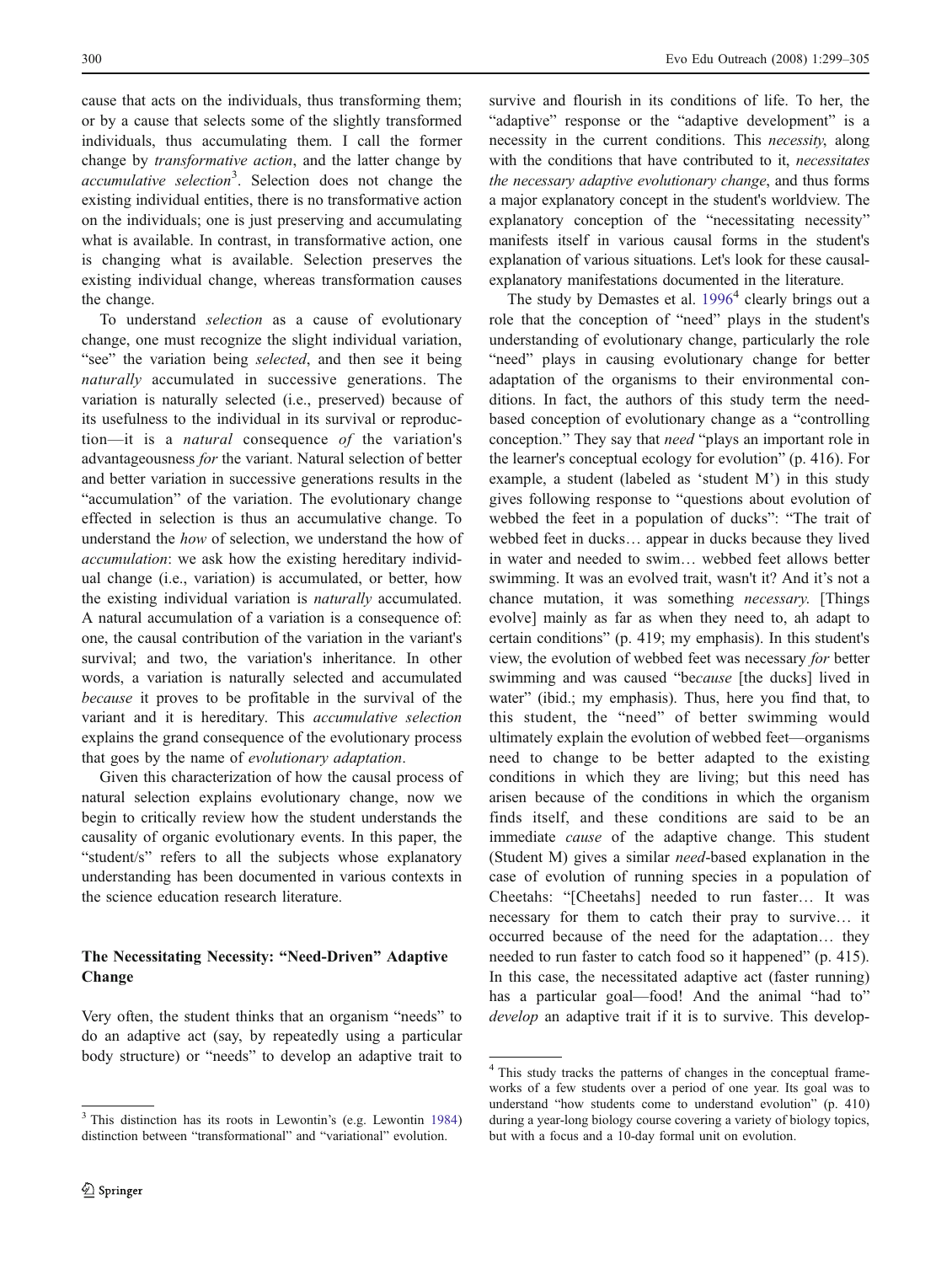cause that acts on the individuals, thus transforming them; or by a cause that selects some of the slightly transformed individuals, thus accumulating them. I call the former change by *transformative action*, and the latter change by *accumulative selection*[3]. Selection does not change the existing individual entities, there is no transformative action on the individuals; one is just preserving and accumulating what is available. In contrast, in transformative action, one is changing what is available. Selection preserves the existing individual change, whereas transformation causes the change.

To understand *selection* as a cause of evolutionary change, one must recognize the slight individual variation, "see" the variation being *selected*, and then see it being *naturally* accumulated in successive generations. The variation is naturally selected (i.e., preserved) because of its usefulness to the individual in its survival or reproduction—it is a *natural* consequence *of* the variation's advantageousness *for* the variant. Natural selection of better and better variation in successive generations results in the "accumulation" of the variation. The evolutionary change effected in selection is thus an accumulative change. To understand the *how* of selection, we understand the how of *accumulation*: we ask how the existing hereditary individual change (i.e., variation) is accumulated, or better, how the existing individual variation is *naturally* accumulated. A natural accumulation of a variation is a consequence of: one, the causal contribution of the variation in the variant's survival; and two, the variation's inheritance. In other words, a variation is naturally selected and accumulated *because* it proves to be profitable in the survival of the variant and it is hereditary. This *accumulative selection* explains the grand consequence of the evolutionary process that goes by the name of *evolutionary adaptation*.

Given this characterization of how the causal process of natural selection explains evolutionary change, now we begin to critically review how the student understands the causality of organic evolutionary events. In this paper, the "student/s" refers to all the subjects whose explanatory understanding has been documented in various contexts in the science education research literature.

## The Necessitating Necessity: "Need-Driven" Adaptive Change

Very often, the student thinks that an organism "needs" to do an adaptive act (say, by repeatedly using a particular body structure) or "needs" to develop an adaptive trait to survive and flourish in its conditions of life. To her, the "adaptive" response or the "adaptive development" is a necessity in the current conditions. This *necessity*, along with the conditions that have contributed to it, *necessitates the necessary adaptive evolutionary change*, and thus forms a major explanatory concept in the student's worldview. The explanatory conception of the "necessitating necessity" manifests itself in various causal forms in the student's explanation of various situations. Let's look for these causal-explanatory manifestations documented in the literature.

The study by Demastes et al. 1996[4] clearly brings out a role that the conception of "need" plays in the student's understanding of evolutionary change, particularly the role "need" plays in causing evolutionary change for better adaptation of the organisms to their environmental conditions. In fact, the authors of this study term the need-based conception of evolutionary change as a "controlling conception." They say that *need* "plays an important role in the learner's conceptual ecology for evolution" (p. 416). For example, a student (labeled as 'student M') in this study gives following response to "questions about evolution of webbed the feet in a population of ducks": "The trait of webbed feet in ducks… appear in ducks because they lived in water and needed to swim… webbed feet allows better swimming. It was an evolved trait, wasn't it? And it's not a chance mutation, it was something *necessary.* [Things evolve] mainly as far as when they need to, ah adapt to certain conditions" (p. 419; my emphasis). In this student's view, the evolution of webbed feet was necessary *for* better swimming and was caused "be*cause* [the ducks] lived in water" (ibid.; my emphasis). Thus, here you find that, to this student, the "need" of better swimming would ultimately explain the evolution of webbed feet—organisms need to change to be better adapted to the existing conditions in which they are living; but this need has arisen because of the conditions in which the organism finds itself, and these conditions are said to be an immediate *cause* of the adaptive change. This student (Student M) gives a similar *need*-based explanation in the case of evolution of running species in a population of Cheetahs: "[Cheetahs] needed to run faster… It was necessary for them to catch their pray to survive… it occurred because of the need for the adaptation… they needed to run faster to catch food so it happened" (p. 415). In this case, the necessitated adaptive act (faster running) has a particular goal—food! And the animal "had to" *develop* an adaptive trait if it is to survive. This develop-

---

[3] This distinction has its roots in Lewontin's (e.g. Lewontin 1984) distinction between "transformational" and "variational" evolution.

[4] This study tracks the patterns of changes in the conceptual frameworks of a few students over a period of one year. Its goal was to understand "how students come to understand evolution" (p. 410) during a year-long biology course covering a variety of biology topics, but with a focus and a 10-day formal unit on evolution.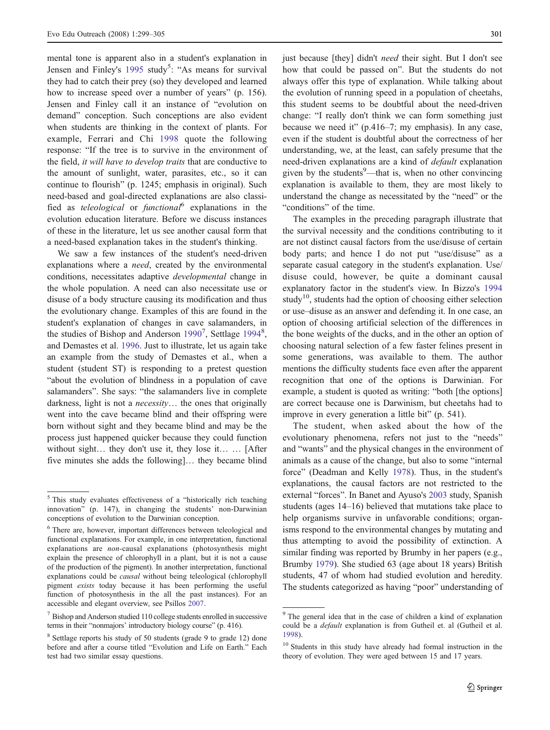mental tone is apparent also in a student's explanation in Jensen and Finley's 1995 study[5]: "As means for survival they had to catch their prey (so) they developed and learned how to increase speed over a number of years" (p. 156). Jensen and Finley call it an instance of "evolution on demand" conception. Such conceptions are also evident when students are thinking in the context of plants. For example, Ferrari and Chi 1998 quote the following response: "If the tree is to survive in the environment of the field, *it will have to develop traits* that are conductive to the amount of sunlight, water, parasites, etc., so it can continue to flourish" (p. 1245; emphasis in original). Such need-based and goal-directed explanations are also classified as *teleological* or *functional*[6] explanations in the evolution education literature. Before we discuss instances of these in the literature, let us see another causal form that a need-based explanation takes in the student's thinking.

We saw a few instances of the student's need-driven explanations where a *need*, created by the environmental conditions, necessitates adaptive *developmental* change in the whole population. A need can also necessitate use or disuse of a body structure causing its modification and thus the evolutionary change. Examples of this are found in the student's explanation of changes in cave salamanders, in the studies of Bishop and Anderson 1990[7], Settlage 1994[8], and Demastes et al. 1996. Just to illustrate, let us again take an example from the study of Demastes et al., when a student (student ST) is responding to a pretest question "about the evolution of blindness in a population of cave salamanders". She says: "the salamanders live in complete darkness, light is not a *necessity*… the ones that originally went into the cave became blind and their offspring were born without sight and they became blind and may be the process just happened quicker because they could function without sight… they don't use it, they lose it… … [After five minutes she adds the following]… they became blind just because [they] didn't *need* their sight. But I don't see how that could be passed on". But the students do not always offer this type of explanation. While talking about the evolution of running speed in a population of cheetahs, this student seems to be doubtful about the need-driven change: "I really don't think we can form something just because we need it" (p.416–7; my emphasis). In any case, even if the student is doubtful about the correctness of her understanding, we, at the least, can safely presume that the need-driven explanations are a kind of *default* explanation given by the students[9]—that is, when no other convincing explanation is available to them, they are most likely to understand the change as necessitated by the "need" or the "conditions" of the time.

The examples in the preceding paragraph illustrate that the survival necessity and the conditions contributing to it are not distinct causal factors from the use/disuse of certain body parts; and hence I do not put "use/disuse" as a separate casual category in the student's explanation. Use/disuse could, however, be quite a dominant causal explanatory factor in the student's view. In Bizzo's 1994 study[10], students had the option of choosing either selection or use–disuse as an answer and defending it. In one case, an option of choosing artificial selection of the differences in the bone weights of the ducks, and in the other an option of choosing natural selection of a few faster felines present in some generations, was available to them. The author mentions the difficulty students face even after the apparent recognition that one of the options is Darwinian. For example, a student is quoted as writing: "both [the options] are correct because one is Darwinism, but cheetahs had to improve in every generation a little bit" (p. 541).

The student, when asked about the how of the evolutionary phenomena, refers not just to the "needs" and "wants" and the physical changes in the environment of animals as a cause of the change, but also to some "internal force" (Deadman and Kelly 1978). Thus, in the student's explanations, the causal factors are not restricted to the external "forces". In Banet and Ayuso's 2003 study, Spanish students (ages 14–16) believed that mutations take place to help organisms survive in unfavorable conditions; organisms respond to the environmental changes by mutating and thus attempting to avoid the possibility of extinction. A similar finding was reported by Brumby in her papers (e.g., Brumby 1979). She studied 63 (age about 18 years) British students, 47 of whom had studied evolution and heredity. The students categorized as having "poor" understanding of

---

[5] This study evaluates effectiveness of a "historically rich teaching innovation" (p. 147), in changing the students' non-Darwinian conceptions of evolution to the Darwinian conception.

[6] There are, however, important differences between teleological and functional explanations. For example, in one interpretation, functional explanations are *non*-causal explanations (photosynthesis might explain the presence of chlorophyll in a plant, but it is not a cause of the production of the pigment). In another interpretation, functional explanations could be *causal* without being teleological (chlorophyll pigment *exists* today because it has been performing the useful function of photosynthesis in the all the past instances). For an accessible and elegant overview, see Psillos 2007.

[7] Bishop and Anderson studied 110 college students enrolled in successive terms in their "nonmajors' introductory biology course" (p. 416).

[8] Settlage reports his study of 50 students (grade 9 to grade 12) done before and after a course titled "Evolution and Life on Earth." Each test had two similar essay questions.

[9] The general idea that in the case of children a kind of explanation could be a *default* explanation is from Gutheil et. al (Gutheil et al. 1998).

[10] Students in this study have already had formal instruction in the theory of evolution. They were aged between 15 and 17 years.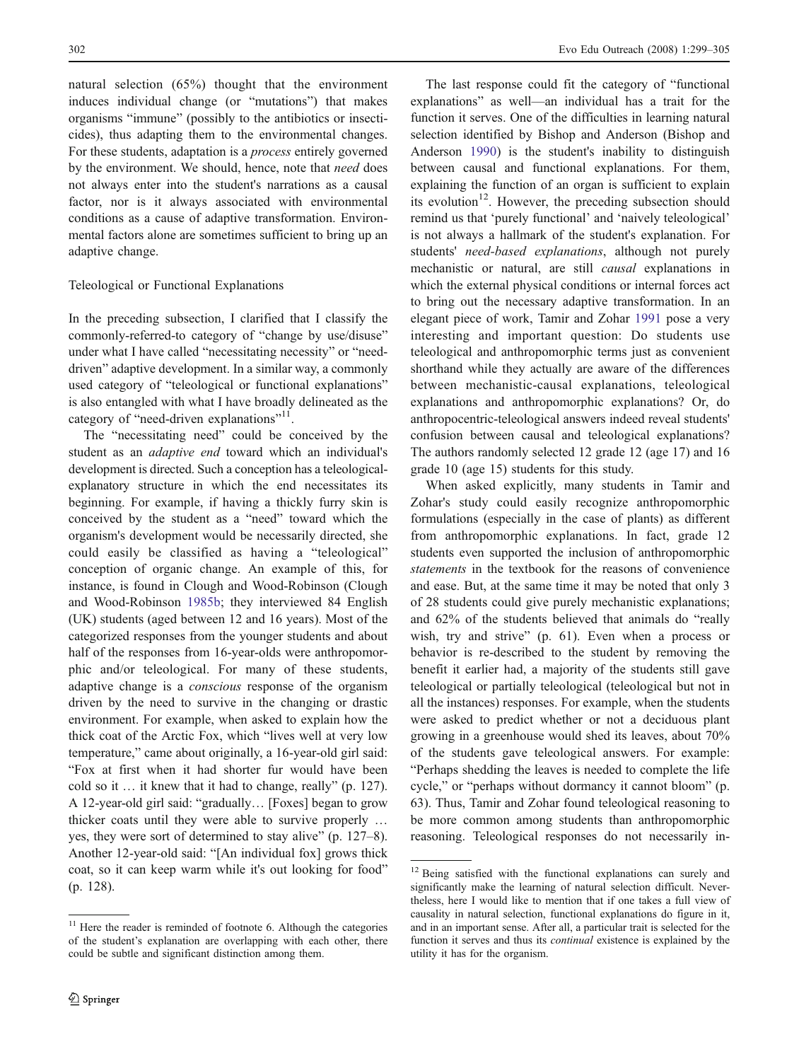natural selection (65%) thought that the environment induces individual change (or "mutations") that makes organisms "immune" (possibly to the antibiotics or insecticides), thus adapting them to the environmental changes. For these students, adaptation is a *process* entirely governed by the environment. We should, hence, note that *need* does not always enter into the student's narrations as a causal factor, nor is it always associated with environmental conditions as a cause of adaptive transformation. Environmental factors alone are sometimes sufficient to bring up an adaptive change.

### Teleological or Functional Explanations

In the preceding subsection, I clarified that I classify the commonly-referred-to category of "change by use/disuse" under what I have called "necessitating necessity" or "need-driven" adaptive development. In a similar way, a commonly used category of "teleological or functional explanations" is also entangled with what I have broadly delineated as the category of "need-driven explanations"[11].

The "necessitating need" could be conceived by the student as an *adaptive end* toward which an individual's development is directed. Such a conception has a teleological-explanatory structure in which the end necessitates its beginning. For example, if having a thickly furry skin is conceived by the student as a "need" toward which the organism's development would be necessarily directed, she could easily be classified as having a "teleological" conception of organic change. An example of this, for instance, is found in Clough and Wood-Robinson (Clough and Wood-Robinson 1985b; they interviewed 84 English (UK) students (aged between 12 and 16 years). Most of the categorized responses from the younger students and about half of the responses from 16-year-olds were anthropomorphic and/or teleological. For many of these students, adaptive change is a *conscious* response of the organism driven by the need to survive in the changing or drastic environment. For example, when asked to explain how the thick coat of the Arctic Fox, which "lives well at very low temperature," came about originally, a 16-year-old girl said: "Fox at first when it had shorter fur would have been cold so it … it knew that it had to change, really" (p. 127). A 12-year-old girl said: "gradually… [Foxes] began to grow thicker coats until they were able to survive properly … yes, they were sort of determined to stay alive" (p. 127–8). Another 12-year-old said: "[An individual fox] grows thick coat, so it can keep warm while it's out looking for food" (p. 128).

The last response could fit the category of "functional explanations" as well—an individual has a trait for the function it serves. One of the difficulties in learning natural selection identified by Bishop and Anderson (Bishop and Anderson 1990) is the student's inability to distinguish between causal and functional explanations. For them, explaining the function of an organ is sufficient to explain its evolution[12]. However, the preceding subsection should remind us that 'purely functional' and 'naively teleological' is not always a hallmark of the student's explanation. For students' *need-based explanations*, although not purely mechanistic or natural, are still *causal* explanations in which the external physical conditions or internal forces act to bring out the necessary adaptive transformation. In an elegant piece of work, Tamir and Zohar 1991 pose a very interesting and important question: Do students use teleological and anthropomorphic terms just as convenient shorthand while they actually are aware of the differences between mechanistic-causal explanations, teleological explanations and anthropomorphic explanations? Or, do anthropocentric-teleological answers indeed reveal students' confusion between causal and teleological explanations? The authors randomly selected 12 grade 12 (age 17) and 16 grade 10 (age 15) students for this study.

When asked explicitly, many students in Tamir and Zohar's study could easily recognize anthropomorphic formulations (especially in the case of plants) as different from anthropomorphic explanations. In fact, grade 12 students even supported the inclusion of anthropomorphic *statements* in the textbook for the reasons of convenience and ease. But, at the same time it may be noted that only 3 of 28 students could give purely mechanistic explanations; and 62% of the students believed that animals do "really wish, try and strive" (p. 61). Even when a process or behavior is re-described to the student by removing the benefit it earlier had, a majority of the students still gave teleological or partially teleological (teleological but not in all the instances) responses. For example, when the students were asked to predict whether or not a deciduous plant growing in a greenhouse would shed its leaves, about 70% of the students gave teleological answers. For example: "Perhaps shedding the leaves is needed to complete the life cycle," or "perhaps without dormancy it cannot bloom" (p. 63). Thus, Tamir and Zohar found teleological reasoning to be more common among students than anthropomorphic reasoning. Teleological responses do not necessarily in-

---

[11] Here the reader is reminded of footnote 6. Although the categories of the student's explanation are overlapping with each other, there could be subtle and significant distinction among them.

[12] Being satisfied with the functional explanations can surely and significantly make the learning of natural selection difficult. Nevertheless, here I would like to mention that if one takes a full view of causality in natural selection, functional explanations do figure in it, and in an important sense. After all, a particular trait is selected for the function it serves and thus its *continual* existence is explained by the utility it has for the organism.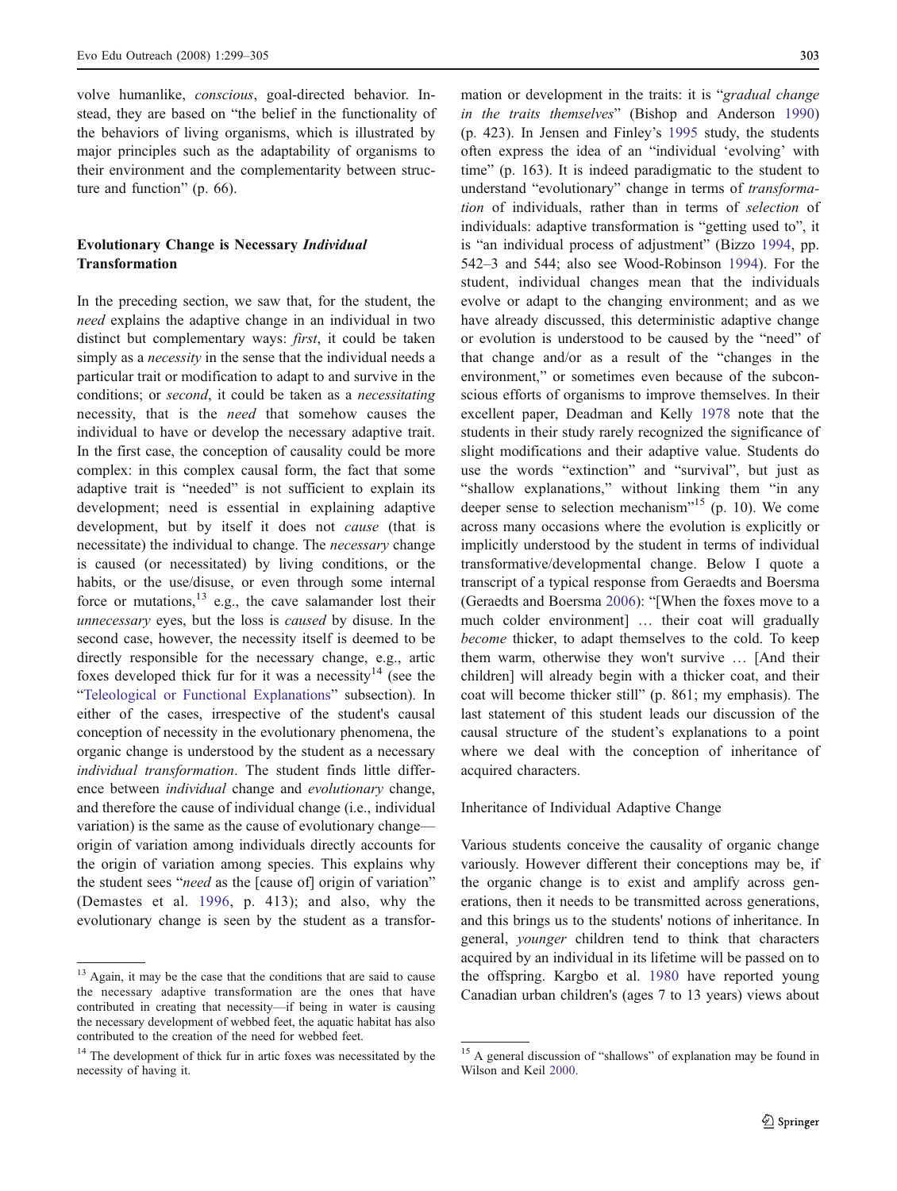volve humanlike, *conscious*, goal-directed behavior. Instead, they are based on "the belief in the functionality of the behaviors of living organisms, which is illustrated by major principles such as the adaptability of organisms to their environment and the complementarity between structure and function" (p. 66).

## Evolutionary Change is Necessary *Individual* Transformation

In the preceding section, we saw that, for the student, the *need* explains the adaptive change in an individual in two distinct but complementary ways: *first*, it could be taken simply as a *necessity* in the sense that the individual needs a particular trait or modification to adapt to and survive in the conditions; or *second*, it could be taken as a *necessitating* necessity, that is the *need* that somehow causes the individual to have or develop the necessary adaptive trait. In the first case, the conception of causality could be more complex: in this complex causal form, the fact that some adaptive trait is "needed" is not sufficient to explain its development; need is essential in explaining adaptive development, but by itself it does not *cause* (that is necessitate) the individual to change. The *necessary* change is caused (or necessitated) by living conditions, or the habits, or the use/disuse, or even through some internal force or mutations,[13] e.g., the cave salamander lost their *unnecessary* eyes, but the loss is *caused* by disuse. In the second case, however, the necessity itself is deemed to be directly responsible for the necessary change, e.g., artic foxes developed thick fur for it was a necessity[14] (see the "Teleological or Functional Explanations" subsection). In either of the cases, irrespective of the student's causal conception of necessity in the evolutionary phenomena, the organic change is understood by the student as a necessary *individual transformation*. The student finds little difference between *individual* change and *evolutionary* change, and therefore the cause of individual change (i.e., individual variation) is the same as the cause of evolutionary change—origin of variation among individuals directly accounts for the origin of variation among species. This explains why the student sees "*need* as the [cause of] origin of variation" (Demastes et al. 1996, p. 413); and also, why the evolutionary change is seen by the student as a transformation or development in the traits: it is "*gradual change in the traits themselves*" (Bishop and Anderson 1990) (p. 423). In Jensen and Finley's 1995 study, the students often express the idea of an "individual 'evolving' with time" (p. 163). It is indeed paradigmatic to the student to understand "evolutionary" change in terms of *transformation* of individuals, rather than in terms of *selection* of individuals: adaptive transformation is "getting used to", it is "an individual process of adjustment" (Bizzo 1994, pp. 542–3 and 544; also see Wood-Robinson 1994). For the student, individual changes mean that the individuals evolve or adapt to the changing environment; and as we have already discussed, this deterministic adaptive change or evolution is understood to be caused by the "need" of that change and/or as a result of the "changes in the environment," or sometimes even because of the subconscious efforts of organisms to improve themselves. In their excellent paper, Deadman and Kelly 1978 note that the students in their study rarely recognized the significance of slight modifications and their adaptive value. Students do use the words "extinction" and "survival", but just as "shallow explanations," without linking them "in any deeper sense to selection mechanism"[15] (p. 10). We come across many occasions where the evolution is explicitly or implicitly understood by the student in terms of individual transformative/developmental change. Below I quote a transcript of a typical response from Geraedts and Boersma (Geraedts and Boersma 2006): "[When the foxes move to a much colder environment] … their coat will gradually *become* thicker, to adapt themselves to the cold. To keep them warm, otherwise they won't survive … [And their children] will already begin with a thicker coat, and their coat will become thicker still" (p. 861; my emphasis). The last statement of this student leads our discussion of the causal structure of the student's explanations to a point where we deal with the conception of inheritance of acquired characters.

### Inheritance of Individual Adaptive Change

Various students conceive the causality of organic change variously. However different their conceptions may be, if the organic change is to exist and amplify across generations, then it needs to be transmitted across generations, and this brings us to the students' notions of inheritance. In general, *younger* children tend to think that characters acquired by an individual in its lifetime will be passed on to the offspring. Kargbo et al. 1980 have reported young Canadian urban children's (ages 7 to 13 years) views about

---

[13] Again, it may be the case that the conditions that are said to cause the necessary adaptive transformation are the ones that have contributed in creating that necessity—if being in water is causing the necessary development of webbed feet, the aquatic habitat has also contributed to the creation of the need for webbed feet.

[14] The development of thick fur in artic foxes was necessitated by the necessity of having it.

[15] A general discussion of "shallows" of explanation may be found in Wilson and Keil 2000.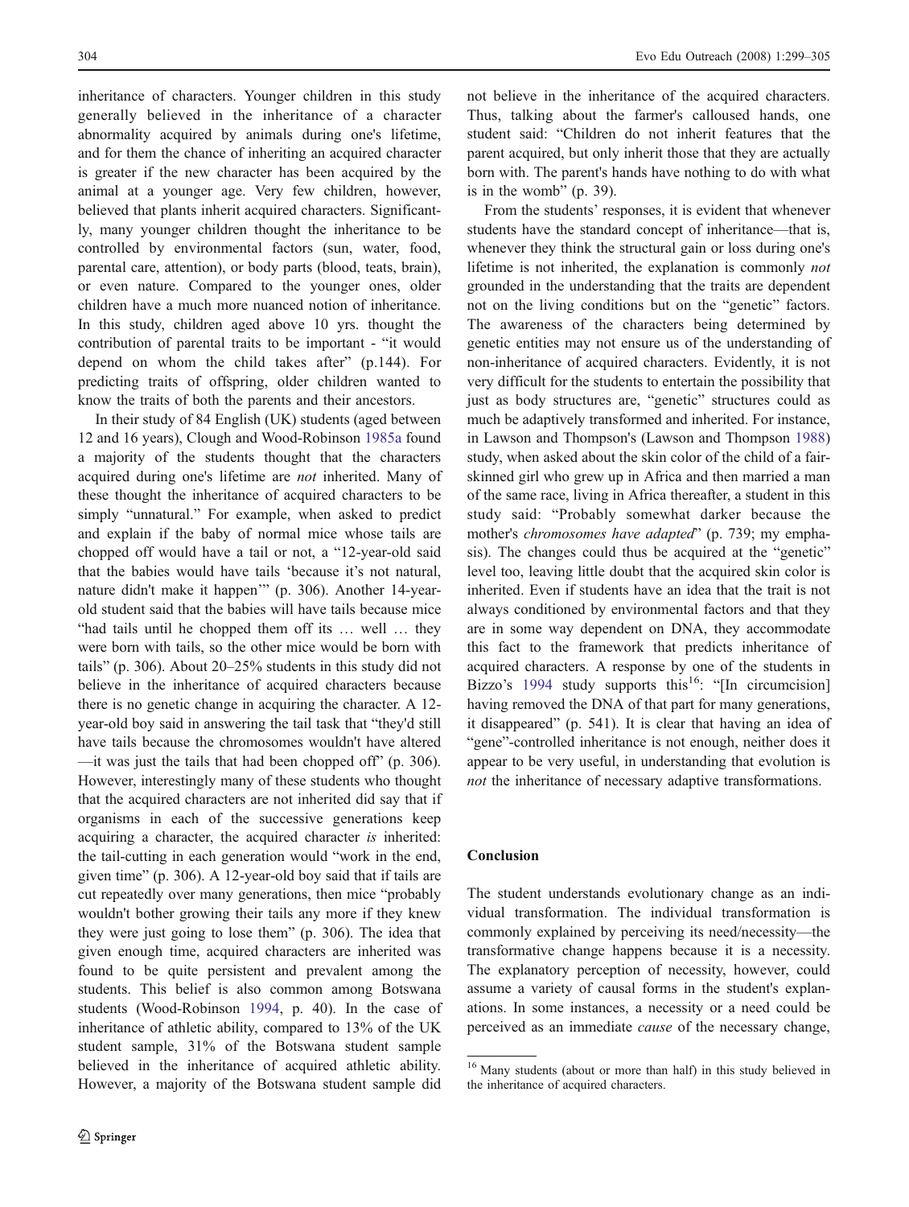inheritance of characters. Younger children in this study generally believed in the inheritance of a character abnormality acquired by animals during one's lifetime, and for them the chance of inheriting an acquired character is greater if the new character has been acquired by the animal at a younger age. Very few children, however, believed that plants inherit acquired characters. Significantly, many younger children thought the inheritance to be controlled by environmental factors (sun, water, food, parental care, attention), or body parts (blood, teats, brain), or even nature. Compared to the younger ones, older children have a much more nuanced notion of inheritance. In this study, children aged above 10 yrs. thought the contribution of parental traits to be important - "it would depend on whom the child takes after" (p.144). For predicting traits of offspring, older children wanted to know the traits of both the parents and their ancestors.

In their study of 84 English (UK) students (aged between 12 and 16 years), Clough and Wood-Robinson 1985a found a majority of the students thought that the characters acquired during one's lifetime are *not* inherited. Many of these thought the inheritance of acquired characters to be simply "unnatural." For example, when asked to predict and explain if the baby of normal mice whose tails are chopped off would have a tail or not, a "12-year-old said that the babies would have tails 'because it's not natural, nature didn't make it happen'" (p. 306). Another 14-year-old student said that the babies will have tails because mice "had tails until he chopped them off its … well … they were born with tails, so the other mice would be born with tails" (p. 306). About 20–25% students in this study did not believe in the inheritance of acquired characters because there is no genetic change in acquiring the character. A 12-year-old boy said in answering the tail task that "they'd still have tails because the chromosomes wouldn't have altered —it was just the tails that had been chopped off" (p. 306). However, interestingly many of these students who thought that the acquired characters are not inherited did say that if organisms in each of the successive generations keep acquiring a character, the acquired character *is* inherited: the tail-cutting in each generation would "work in the end, given time" (p. 306). A 12-year-old boy said that if tails are cut repeatedly over many generations, then mice "probably wouldn't bother growing their tails any more if they knew they were just going to lose them" (p. 306). The idea that given enough time, acquired characters are inherited was found to be quite persistent and prevalent among the students. This belief is also common among Botswana students (Wood-Robinson 1994, p. 40). In the case of inheritance of athletic ability, compared to 13% of the UK student sample, 31% of the Botswana student sample believed in the inheritance of acquired athletic ability. However, a majority of the Botswana student sample did not believe in the inheritance of the acquired characters. Thus, talking about the farmer's calloused hands, one student said: "Children do not inherit features that the parent acquired, but only inherit those that they are actually born with. The parent's hands have nothing to do with what is in the womb" (p. 39).

From the students' responses, it is evident that whenever students have the standard concept of inheritance—that is, whenever they think the structural gain or loss during one's lifetime is not inherited, the explanation is commonly *not* grounded in the understanding that the traits are dependent not on the living conditions but on the "genetic" factors. The awareness of the characters being determined by genetic entities may not ensure us of the understanding of non-inheritance of acquired characters. Evidently, it is not very difficult for the students to entertain the possibility that just as body structures are, "genetic" structures could as much be adaptively transformed and inherited. For instance, in Lawson and Thompson's (Lawson and Thompson 1988) study, when asked about the skin color of the child of a fair-skinned girl who grew up in Africa and then married a man of the same race, living in Africa thereafter, a student in this study said: "Probably somewhat darker because the mother's *chromosomes have adapted*" (p. 739; my emphasis). The changes could thus be acquired at the "genetic" level too, leaving little doubt that the acquired skin color is inherited. Even if students have an idea that the trait is not always conditioned by environmental factors and that they are in some way dependent on DNA, they accommodate this fact to the framework that predicts inheritance of acquired characters. A response by one of the students in Bizzo's 1994 study supports this[16]: "[In circumcision] having removed the DNA of that part for many generations, it disappeared" (p. 541). It is clear that having an idea of "gene"-controlled inheritance is not enough, neither does it appear to be very useful, in understanding that evolution is *not* the inheritance of necessary adaptive transformations.

## Conclusion

The student understands evolutionary change as an individual transformation. The individual transformation is commonly explained by perceiving its need/necessity—the transformative change happens because it is a necessity. The explanatory perception of necessity, however, could assume a variety of causal forms in the student's explanations. In some instances, a necessity or a need could be perceived as an immediate *cause* of the necessary change,

[16] Many students (about or more than half) in this study believed in the inheritance of acquired characters.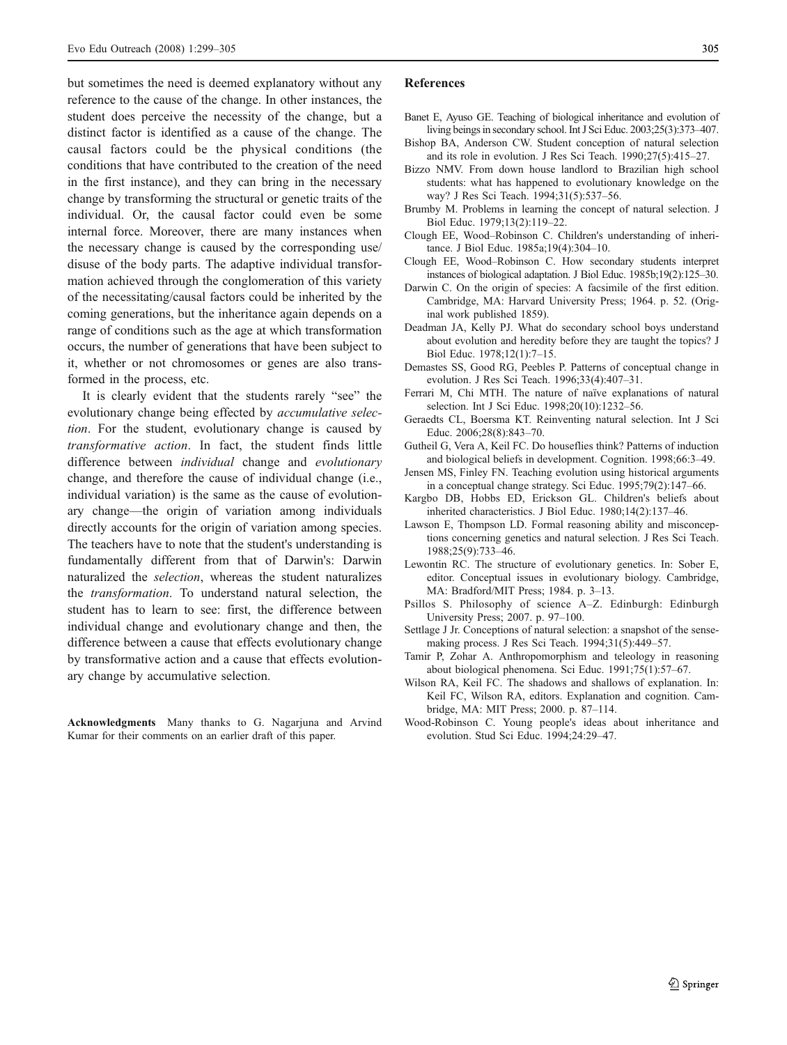but sometimes the need is deemed explanatory without any reference to the cause of the change. In other instances, the student does perceive the necessity of the change, but a distinct factor is identified as a cause of the change. The causal factors could be the physical conditions (the conditions that have contributed to the creation of the need in the first instance), and they can bring in the necessary change by transforming the structural or genetic traits of the individual. Or, the causal factor could even be some internal force. Moreover, there are many instances when the necessary change is caused by the corresponding use/disuse of the body parts. The adaptive individual transformation achieved through the conglomeration of this variety of the necessitating/causal factors could be inherited by the coming generations, but the inheritance again depends on a range of conditions such as the age at which transformation occurs, the number of generations that have been subject to it, whether or not chromosomes or genes are also transformed in the process, etc.

It is clearly evident that the students rarely "see" the evolutionary change being effected by *accumulative selection*. For the student, evolutionary change is caused by *transformative action*. In fact, the student finds little difference between *individual* change and *evolutionary* change, and therefore the cause of individual change (i.e., individual variation) is the same as the cause of evolutionary change—the origin of variation among individuals directly accounts for the origin of variation among species. The teachers have to note that the student's understanding is fundamentally different from that of Darwin's: Darwin naturalized the *selection*, whereas the student naturalizes the *transformation*. To understand natural selection, the student has to learn to see: first, the difference between individual change and evolutionary change and then, the difference between a cause that effects evolutionary change by transformative action and a cause that effects evolutionary change by accumulative selection.

**Acknowledgments** Many thanks to G. Nagarjuna and Arvind Kumar for their comments on an earlier draft of this paper.

## References

Banet E, Ayuso GE. Teaching of biological inheritance and evolution of living beings in secondary school. Int J Sci Educ. 2003;25(3):373–407.

Bishop BA, Anderson CW. Student conception of natural selection and its role in evolution. J Res Sci Teach. 1990;27(5):415–27.

Bizzo NMV. From down house landlord to Brazilian high school students: what has happened to evolutionary knowledge on the way? J Res Sci Teach. 1994;31(5):537–56.

Brumby M. Problems in learning the concept of natural selection. J Biol Educ. 1979;13(2):119–22.

Clough EE, Wood–Robinson C. Children's understanding of inheritance. J Biol Educ. 1985a;19(4):304–10.

Clough EE, Wood–Robinson C. How secondary students interpret instances of biological adaptation. J Biol Educ. 1985b;19(2):125–30.

Darwin C. On the origin of species: A facsimile of the first edition. Cambridge, MA: Harvard University Press; 1964. p. 52. (Original work published 1859).

Deadman JA, Kelly PJ. What do secondary school boys understand about evolution and heredity before they are taught the topics? J Biol Educ. 1978;12(1):7–15.

Demastes SS, Good RG, Peebles P. Patterns of conceptual change in evolution. J Res Sci Teach. 1996;33(4):407–31.

Ferrari M, Chi MTH. The nature of naïve explanations of natural selection. Int J Sci Educ. 1998;20(10):1232–56.

Geraedts CL, Boersma KT. Reinventing natural selection. Int J Sci Educ. 2006;28(8):843–70.

Gutheil G, Vera A, Keil FC. Do houseflies think? Patterns of induction and biological beliefs in development. Cognition. 1998;66:3–49.

Jensen MS, Finley FN. Teaching evolution using historical arguments in a conceptual change strategy. Sci Educ. 1995;79(2):147–66.

Kargbo DB, Hobbs ED, Erickson GL. Children's beliefs about inherited characteristics. J Biol Educ. 1980;14(2):137–46.

Lawson E, Thompson LD. Formal reasoning ability and misconceptions concerning genetics and natural selection. J Res Sci Teach. 1988;25(9):733–46.

Lewontin RC. The structure of evolutionary genetics. In: Sober E, editor. Conceptual issues in evolutionary biology. Cambridge, MA: Bradford/MIT Press; 1984. p. 3–13.

Psillos S. Philosophy of science A–Z. Edinburgh: Edinburgh University Press; 2007. p. 97–100.

Settlage J Jr. Conceptions of natural selection: a snapshot of the sense-making process. J Res Sci Teach. 1994;31(5):449–57.

Tamir P, Zohar A. Anthropomorphism and teleology in reasoning about biological phenomena. Sci Educ. 1991;75(1):57–67.

Wilson RA, Keil FC. The shadows and shallows of explanation. In: Keil FC, Wilson RA, editors. Explanation and cognition. Cambridge, MA: MIT Press; 2000. p. 87–114.

Wood-Robinson C. Young people's ideas about inheritance and evolution. Stud Sci Educ. 1994;24:29–47.